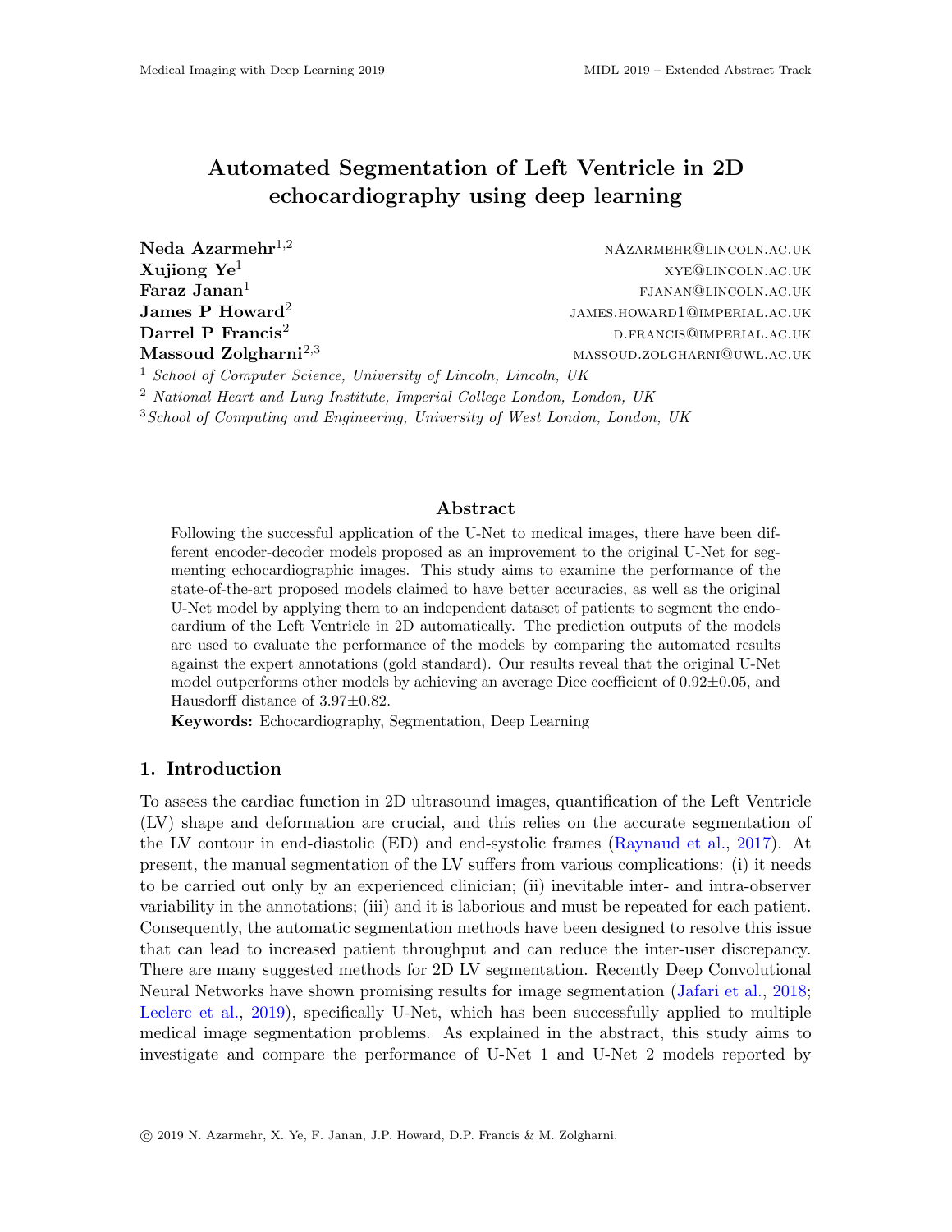# Automated Segmentation of Left Ventricle in 2D echocardiography using deep learning

**Neda Azarmehr**[1,2] nAzarmehr@lincoln.ac.uk
**Xujiong Ye**[1] xye@lincoln.ac.uk
**Faraz Janan**[1] fjanan@lincoln.ac.uk
**James P Howard**[2] james.howard1@imperial.ac.uk
**Darrel P Francis**[2] d.francis@imperial.ac.uk
**Massoud Zolgharni**[2,3] massoud.zolgharni@uwl.ac.uk

[1] *School of Computer Science, University of Lincoln, Lincoln, UK*
[2] *National Heart and Lung Institute, Imperial College London, London, UK*
[3] *School of Computing and Engineering, University of West London, London, UK*

## Abstract

Following the successful application of the U-Net to medical images, there have been different encoder-decoder models proposed as an improvement to the original U-Net for segmenting echocardiographic images. This study aims to examine the performance of the state-of-the-art proposed models claimed to have better accuracies, as well as the original U-Net model by applying them to an independent dataset of patients to segment the endocardium of the Left Ventricle in 2D automatically. The prediction outputs of the models are used to evaluate the performance of the models by comparing the automated results against the expert annotations (gold standard). Our results reveal that the original U-Net model outperforms other models by achieving an average Dice coefficient of 0.92±0.05, and Hausdorff distance of 3.97±0.82.

**Keywords:** Echocardiography, Segmentation, Deep Learning

## 1. Introduction

To assess the cardiac function in 2D ultrasound images, quantification of the Left Ventricle (LV) shape and deformation are crucial, and this relies on the accurate segmentation of the LV contour in end-diastolic (ED) and end-systolic frames (Raynaud et al., 2017). At present, the manual segmentation of the LV suffers from various complications: (i) it needs to be carried out only by an experienced clinician; (ii) inevitable inter- and intra-observer variability in the annotations; (iii) and it is laborious and must be repeated for each patient. Consequently, the automatic segmentation methods have been designed to resolve this issue that can lead to increased patient throughput and can reduce the inter-user discrepancy. There are many suggested methods for 2D LV segmentation. Recently Deep Convolutional Neural Networks have shown promising results for image segmentation (Jafari et al., 2018; Leclerc et al., 2019), specifically U-Net, which has been successfully applied to multiple medical image segmentation problems. As explained in the abstract, this study aims to investigate and compare the performance of U-Net 1 and U-Net 2 models reported by

© 2019 N. Azarmehr, X. Ye, F. Janan, J.P. Howard, D.P. Francis & M. Zolgharni.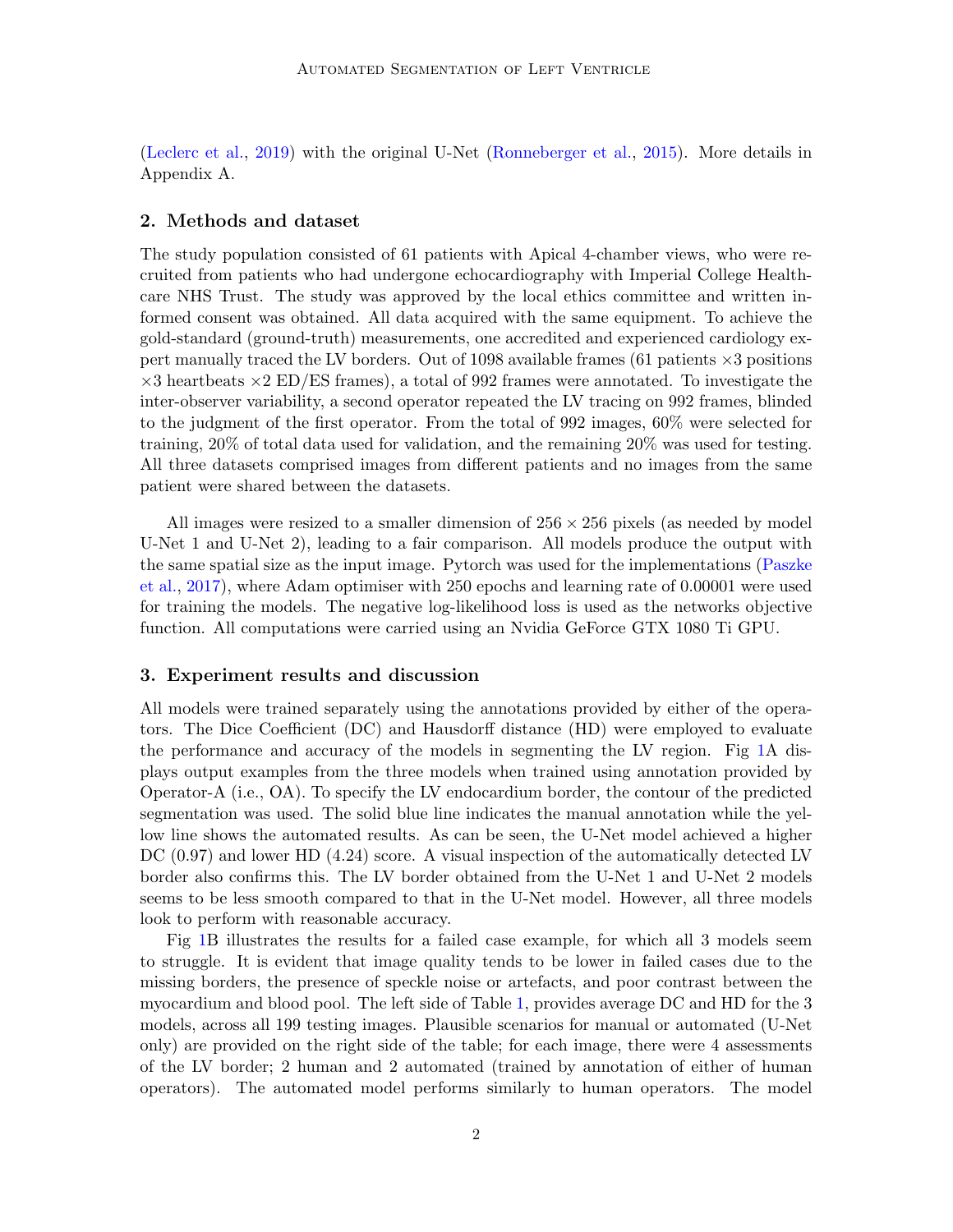(Leclerc et al., 2019) with the original U-Net (Ronneberger et al., 2015). More details in Appendix A.

## 2. Methods and dataset

The study population consisted of 61 patients with Apical 4-chamber views, who were recruited from patients who had undergone echocardiography with Imperial College Healthcare NHS Trust. The study was approved by the local ethics committee and written informed consent was obtained. All data acquired with the same equipment. To achieve the gold-standard (ground-truth) measurements, one accredited and experienced cardiology expert manually traced the LV borders. Out of 1098 available frames (61 patients $\times 3$ positions $\times 3$ heartbeats $\times 2$ ED/ES frames), a total of 992 frames were annotated. To investigate the inter-observer variability, a second operator repeated the LV tracing on 992 frames, blinded to the judgment of the first operator. From the total of 992 images, 60% were selected for training, 20% of total data used for validation, and the remaining 20% was used for testing. All three datasets comprised images from different patients and no images from the same patient were shared between the datasets.

All images were resized to a smaller dimension of $256 \times 256$ pixels (as needed by model U-Net 1 and U-Net 2), leading to a fair comparison. All models produce the output with the same spatial size as the input image. Pytorch was used for the implementations (Paszke et al., 2017), where Adam optimiser with 250 epochs and learning rate of 0.00001 were used for training the models. The negative log-likelihood loss is used as the networks objective function. All computations were carried using an Nvidia GeForce GTX 1080 Ti GPU.

## 3. Experiment results and discussion

All models were trained separately using the annotations provided by either of the operators. The Dice Coefficient (DC) and Hausdorff distance (HD) were employed to evaluate the performance and accuracy of the models in segmenting the LV region. Fig 1A displays output examples from the three models when trained using annotation provided by Operator-A (i.e., OA). To specify the LV endocardium border, the contour of the predicted segmentation was used. The solid blue line indicates the manual annotation while the yellow line shows the automated results. As can be seen, the U-Net model achieved a higher DC (0.97) and lower HD (4.24) score. A visual inspection of the automatically detected LV border also confirms this. The LV border obtained from the U-Net 1 and U-Net 2 models seems to be less smooth compared to that in the U-Net model. However, all three models look to perform with reasonable accuracy.

Fig 1B illustrates the results for a failed case example, for which all 3 models seem to struggle. It is evident that image quality tends to be lower in failed cases due to the missing borders, the presence of speckle noise or artefacts, and poor contrast between the myocardium and blood pool. The left side of Table 1, provides average DC and HD for the 3 models, across all 199 testing images. Plausible scenarios for manual or automated (U-Net only) are provided on the right side of the table; for each image, there were 4 assessments of the LV border; 2 human and 2 automated (trained by annotation of either of human operators). The automated model performs similarly to human operators. The model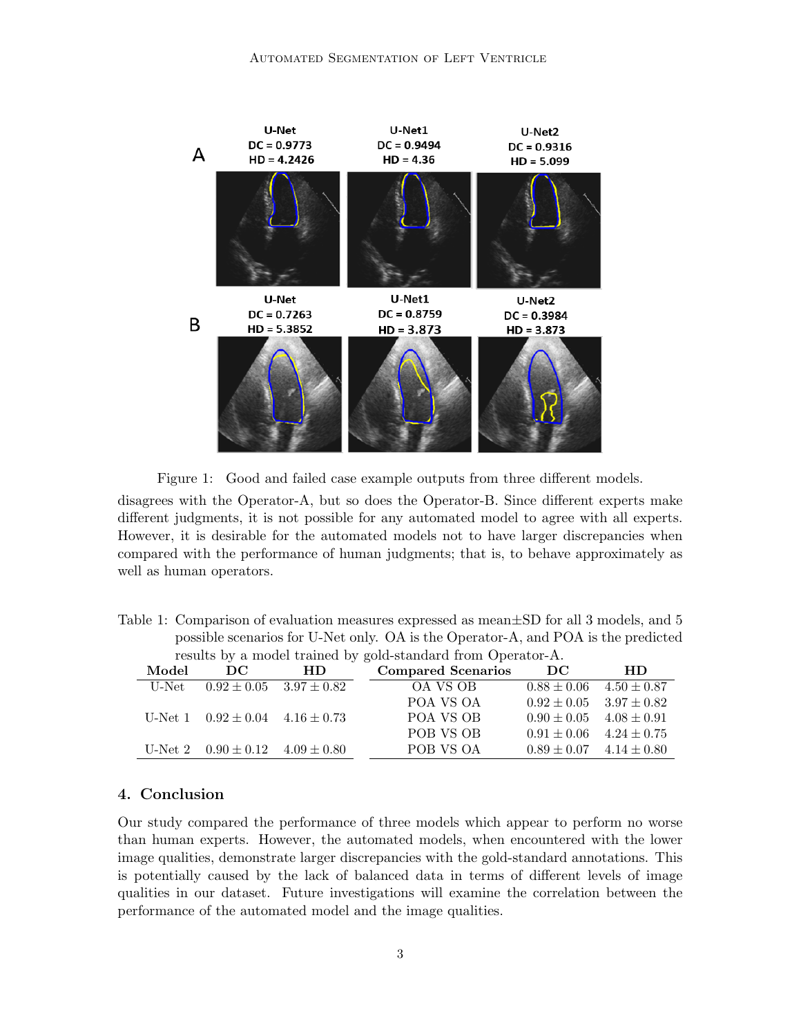Figure 1: Good and failed case example outputs from three different models.

disagrees with the Operator-A, but so does the Operator-B. Since different experts make different judgments, it is not possible for any automated model to agree with all experts. However, it is desirable for the automated models not to have larger discrepancies when compared with the performance of human judgments; that is, to behave approximately as well as human operators.

Table 1: Comparison of evaluation measures expressed as mean±SD for all 3 models, and 5 possible scenarios for U-Net only. OA is the Operator-A, and POA is the predicted results by a model trained by gold-standard from Operator-A.

| Model | DC | HD | Compared Scenarios | DC | HD |
|---|---|---|---|---|---|
| U-Net | $0.92 \pm 0.05$ | $3.97 \pm 0.82$ | OA VS OB | $0.88 \pm 0.06$ | $4.50 \pm 0.87$ |
| | | | POA VS OA | $0.92 \pm 0.05$ | $3.97 \pm 0.82$ |
| U-Net 1 | $0.92 \pm 0.04$ | $4.16 \pm 0.73$ | POA VS OB | $0.90 \pm 0.05$ | $4.08 \pm 0.91$ |
| | | | POB VS OB | $0.91 \pm 0.06$ | $4.24 \pm 0.75$ |
| U-Net 2 | $0.90 \pm 0.12$ | $4.09 \pm 0.80$ | POB VS OA | $0.89 \pm 0.07$ | $4.14 \pm 0.80$ |

## 4. Conclusion

Our study compared the performance of three models which appear to perform no worse than human experts. However, the automated models, when encountered with the lower image qualities, demonstrate larger discrepancies with the gold-standard annotations. This is potentially caused by the lack of balanced data in terms of different levels of image qualities in our dataset. Future investigations will examine the correlation between the performance of the automated model and the image qualities.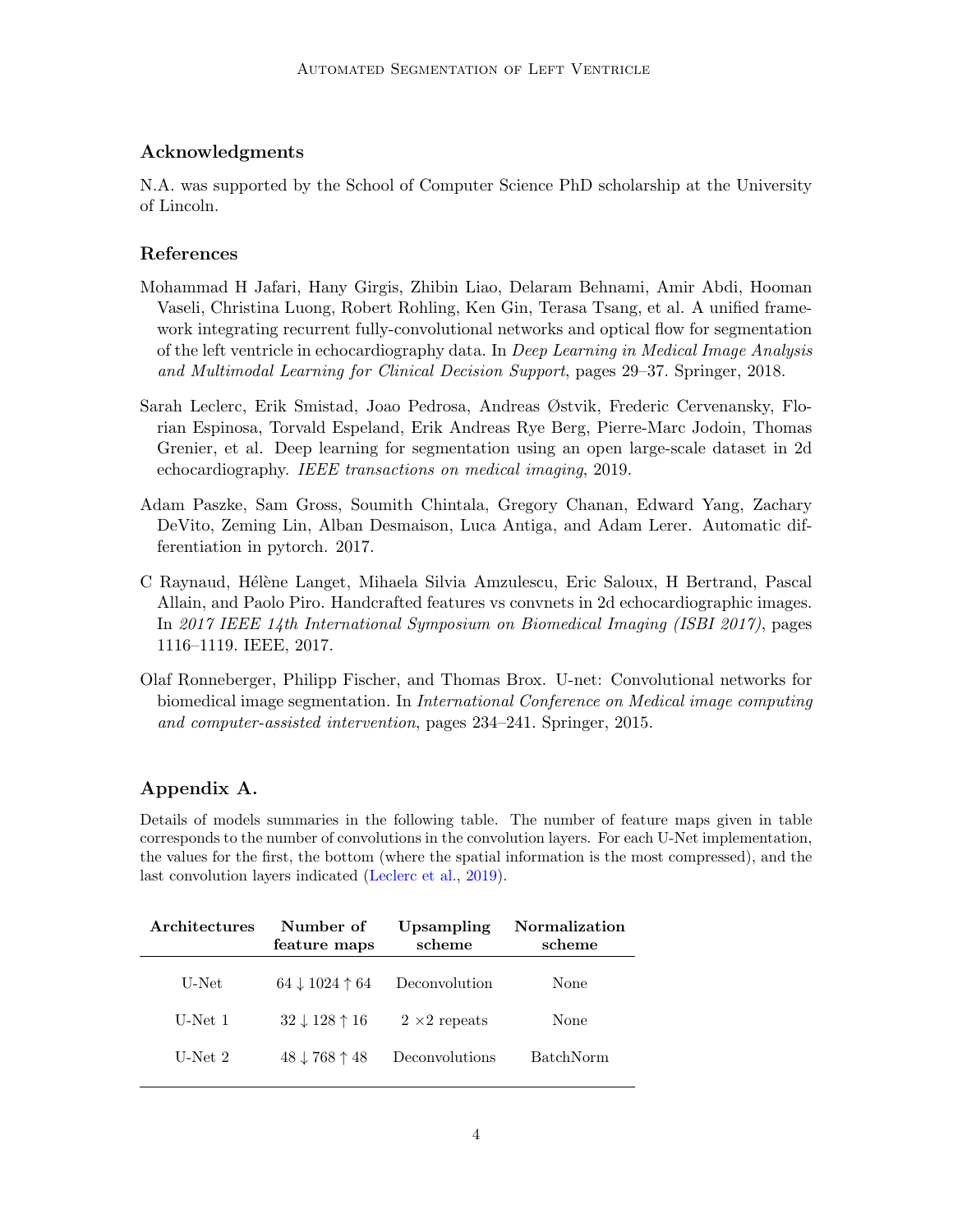## Acknowledgments

N.A. was supported by the School of Computer Science PhD scholarship at the University of Lincoln.

## References

Mohammad H Jafari, Hany Girgis, Zhibin Liao, Delaram Behnami, Amir Abdi, Hooman Vaseli, Christina Luong, Robert Rohling, Ken Gin, Terasa Tsang, et al. A unified framework integrating recurrent fully-convolutional networks and optical flow for segmentation of the left ventricle in echocardiography data. In *Deep Learning in Medical Image Analysis and Multimodal Learning for Clinical Decision Support*, pages 29–37. Springer, 2018.

Sarah Leclerc, Erik Smistad, Joao Pedrosa, Andreas Østvik, Frederic Cervenansky, Florian Espinosa, Torvald Espeland, Erik Andreas Rye Berg, Pierre-Marc Jodoin, Thomas Grenier, et al. Deep learning for segmentation using an open large-scale dataset in 2d echocardiography. *IEEE transactions on medical imaging*, 2019.

Adam Paszke, Sam Gross, Soumith Chintala, Gregory Chanan, Edward Yang, Zachary DeVito, Zeming Lin, Alban Desmaison, Luca Antiga, and Adam Lerer. Automatic differentiation in pytorch. 2017.

C Raynaud, Hélène Langet, Mihaela Silvia Amzulescu, Eric Saloux, H Bertrand, Pascal Allain, and Paolo Piro. Handcrafted features vs convnets in 2d echocardiographic images. In *2017 IEEE 14th International Symposium on Biomedical Imaging (ISBI 2017)*, pages 1116–1119. IEEE, 2017.

Olaf Ronneberger, Philipp Fischer, and Thomas Brox. U-net: Convolutional networks for biomedical image segmentation. In *International Conference on Medical image computing and computer-assisted intervention*, pages 234–241. Springer, 2015.

## Appendix A.

Details of models summaries in the following table. The number of feature maps given in table corresponds to the number of convolutions in the convolution layers. For each U-Net implementation, the values for the first, the bottom (where the spatial information is the most compressed), and the last convolution layers indicated (Leclerc et al., 2019).

| Architectures | Number of feature maps | Upsampling scheme | Normalization scheme |
|---|---|---|---|
| U-Net | $64 \downarrow 1024 \uparrow 64$ | Deconvolution | None |
| U-Net 1 | $32 \downarrow 128 \uparrow 16$ | $2 \times 2$ repeats | None |
| U-Net 2 | $48 \downarrow 768 \uparrow 48$ | Deconvolutions | BatchNorm |